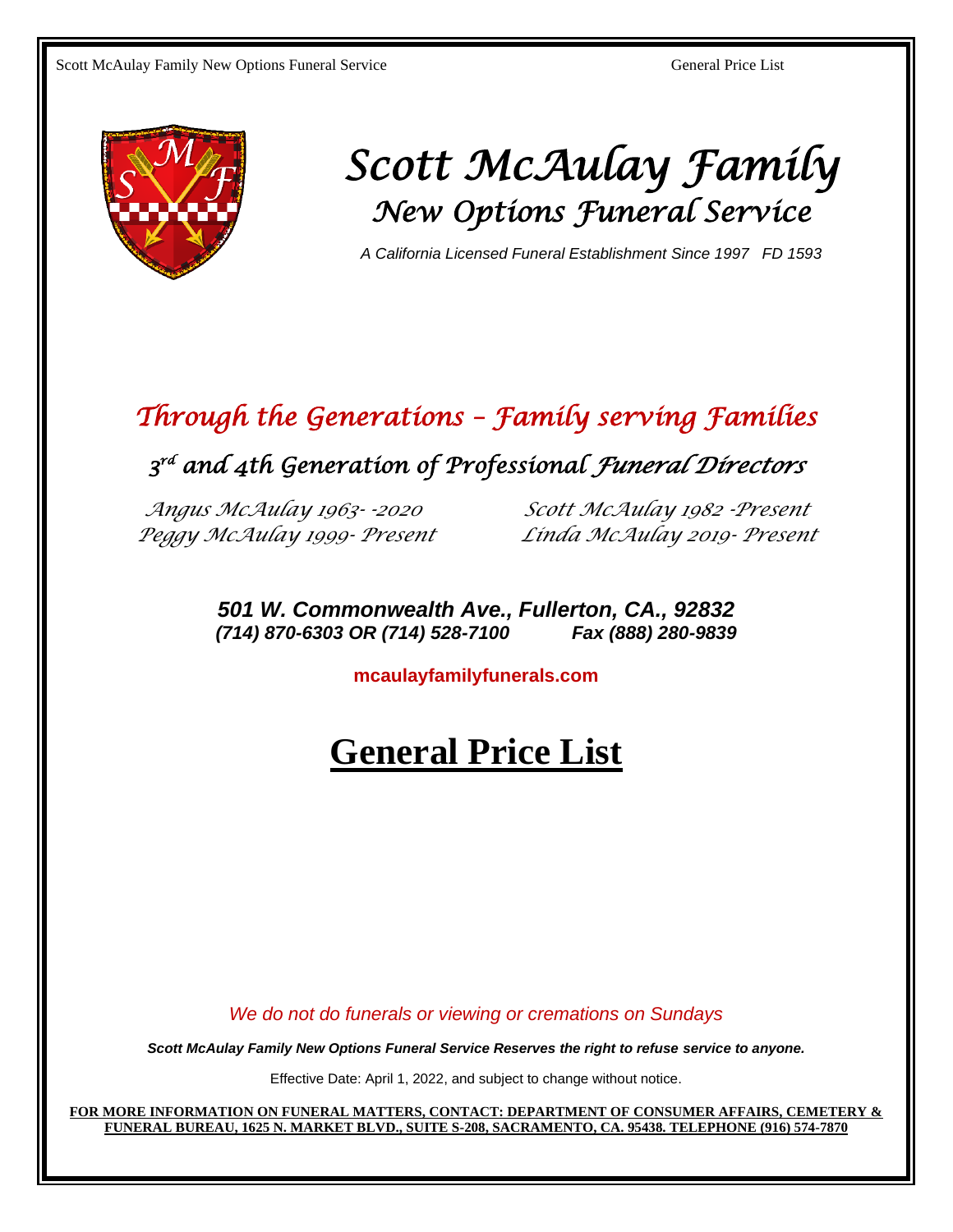# Scott McAulay Family

## New Options Funeral Service

*A California Licensed Funeral Establishment Since 1997 FD 1593*

## *Through the Generations – Family serving Families*

### *3rd and 4th Generation of Professional Funeral Directors*

*Angus McAulay 1963- -2020*

*Scott McAulay 1982 -Present*

*Peggy McAulay 1999- Present*

*Linda McAulay 2019- Present*

***501 W. Commonwealth Ave., Fullerton, CA., 92832***
***(714) 870-6303 OR (714) 528-7100 Fax (888) 280-9839***

**mcaulayfamilyfunerals.com**

# General Price List

*We do not do funerals or viewing or cremations on Sundays*

***Scott McAulay Family New Options Funeral Service Reserves the right to refuse service to anyone.***

Effective Date: April 1, 2022, and subject to change without notice.

**FOR MORE INFORMATION ON FUNERAL MATTERS, CONTACT: DEPARTMENT OF CONSUMER AFFAIRS, CEMETERY & FUNERAL BUREAU, 1625 N. MARKET BLVD., SUITE S-208, SACRAMENTO, CA. 95438. TELEPHONE (916) 574-7870**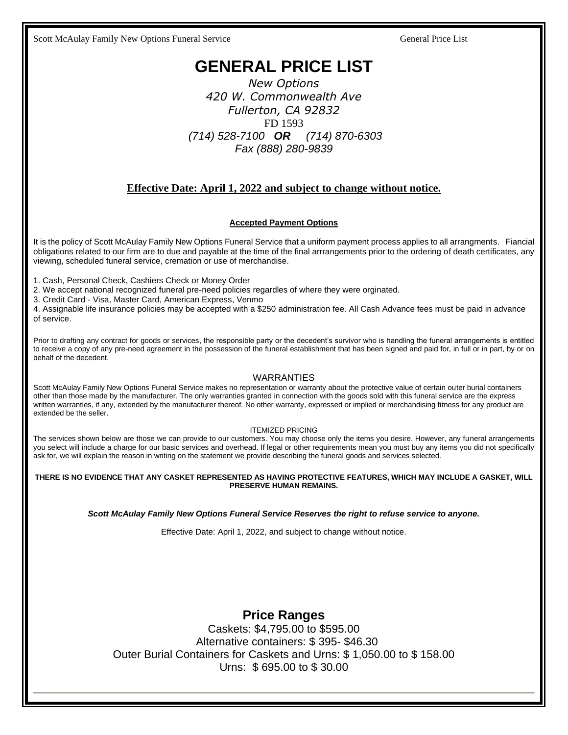# GENERAL PRICE LIST

*New Options*
*420 W. Commonwealth Ave*
*Fullerton, CA 92832*
FD 1593
*(714) 528-7100* ***OR*** *(714) 870-6303*
*Fax (888) 280-9839*

**Effective Date: April 1, 2022 and subject to change without notice.**

**Accepted Payment Options**

It is the policy of Scott McAulay Family New Options Funeral Service that a uniform payment process applies to all arrangments. Fiancial obligations related to our firm are to due and payable at the time of the final arrrangements prior to the ordering of death certificates, any viewing, scheduled funeral service, cremation or use of merchandise.

1. Cash, Personal Check, Cashiers Check or Money Order
2. We accept national recognized funeral pre-need policies regardles of where they were orginated.
3. Credit Card - Visa, Master Card, American Express, Venmo
4. Assignable life insurance policies may be accepted with a $250 administration fee. All Cash Advance fees must be paid in advance of service.

Prior to drafting any contract for goods or services, the responsible party or the decedent's survivor who is handling the funeral arrangements is entitled to receive a copy of any pre-need agreement in the possession of the funeral establishment that has been signed and paid for, in full or in part, by or on behalf of the decedent.

WARRANTIES

Scott McAulay Family New Options Funeral Service makes no representation or warranty about the protective value of certain outer burial containers other than those made by the manufacturer. The only warranties granted in connection with the goods sold with this funeral service are the express written warranties, if any, extended by the manufacturer thereof. No other warranty, expressed or implied or merchandising fitness for any product are extended be the seller.

ITEMIZED PRICING

The services shown below are those we can provide to our customers. You may choose only the items you desire. However, any funeral arrangements you select will include a charge for our basic services and overhead. If legal or other requirements mean you must buy any items you did not specifically ask for, we will explain the reason in writing on the statement we provide describing the funeral goods and services selected.

**THERE IS NO EVIDENCE THAT ANY CASKET REPRESENTED AS HAVING PROTECTIVE FEATURES, WHICH MAY INCLUDE A GASKET, WILL PRESERVE HUMAN REMAINS.**

***Scott McAulay Family New Options Funeral Service Reserves the right to refuse service to anyone.***

Effective Date: April 1, 2022, and subject to change without notice.

## Price Ranges

Caskets: $4,795.00 to $595.00
Alternative containers: $ 395- $46.30
Outer Burial Containers for Caskets and Urns: $ 1,050.00 to $ 158.00
Urns: $ 695.00 to $ 30.00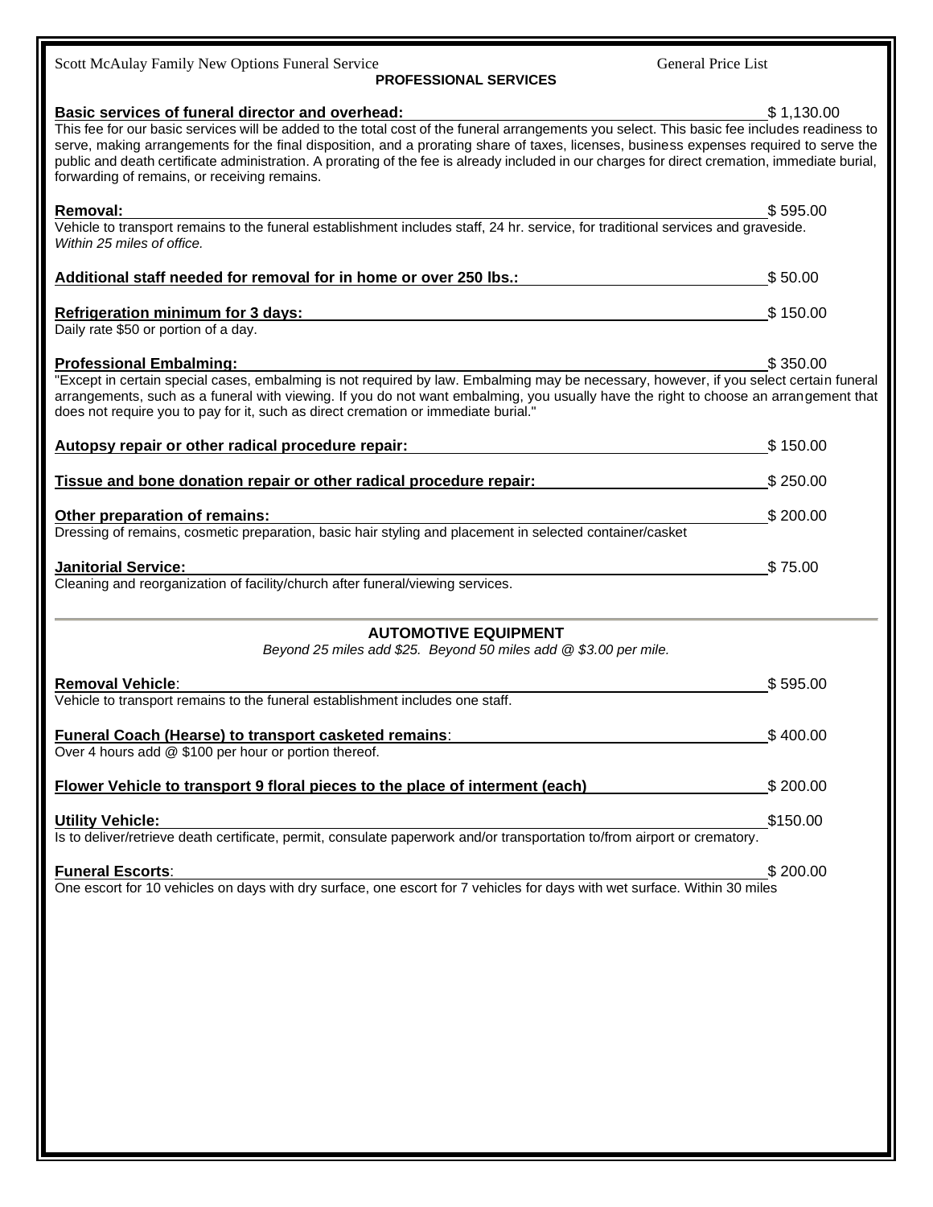## PROFESSIONAL SERVICES

**Basic services of funeral director and overhead:** $ 1,130.00

This fee for our basic services will be added to the total cost of the funeral arrangements you select. This basic fee includes readiness to serve, making arrangements for the final disposition, and a prorating share of taxes, licenses, business expenses required to serve the public and death certificate administration. A prorating of the fee is already included in our charges for direct cremation, immediate burial, forwarding of remains, or receiving remains.

**Removal:** $ 595.00

Vehicle to transport remains to the funeral establishment includes staff, 24 hr. service, for traditional services and graveside.
*Within 25 miles of office.*

**Additional staff needed for removal for in home or over 250 lbs.:** $ 50.00

**Refrigeration minimum for 3 days:** $ 150.00

Daily rate $50 or portion of a day.

**Professional Embalming:** $ 350.00

"Except in certain special cases, embalming is not required by law. Embalming may be necessary, however, if you select certain funeral arrangements, such as a funeral with viewing. If you do not want embalming, you usually have the right to choose an arrangement that does not require you to pay for it, such as direct cremation or immediate burial."

**Autopsy repair or other radical procedure repair:** $ 150.00

**Tissue and bone donation repair or other radical procedure repair:** $ 250.00

**Other preparation of remains:** $ 200.00

Dressing of remains, cosmetic preparation, basic hair styling and placement in selected container/casket

**Janitorial Service:** $ 75.00

Cleaning and reorganization of facility/church after funeral/viewing services.

## AUTOMOTIVE EQUIPMENT

*Beyond 25 miles add $25. Beyond 50 miles add @ $3.00 per mile.*

**Removal Vehicle:** $ 595.00

Vehicle to transport remains to the funeral establishment includes one staff.

**Funeral Coach (Hearse) to transport casketed remains:** $ 400.00

Over 4 hours add @ $100 per hour or portion thereof.

**Flower Vehicle to transport 9 floral pieces to the place of interment (each)** $ 200.00

**Utility Vehicle:** $150.00

Is to deliver/retrieve death certificate, permit, consulate paperwork and/or transportation to/from airport or crematory.

**Funeral Escorts:** $ 200.00

One escort for 10 vehicles on days with dry surface, one escort for 7 vehicles for days with wet surface. Within 30 miles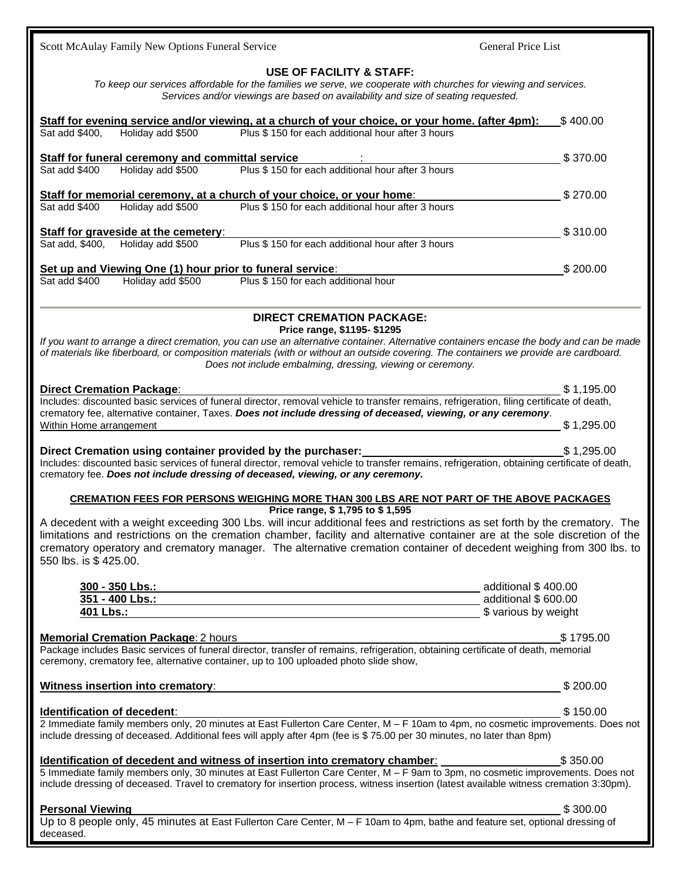## USE OF FACILITY & STAFF:

*To keep our services affordable for the families we serve, we cooperate with churches for viewing and services. Services and/or viewings are based on availability and size of seating requested.*

**Staff for evening service and/or viewing, at a church of your choice, or your home. (after 4pm):** $ 400.00
Sat add $400, Holiday add $500 Plus $ 150 for each additional hour after 3 hours

**Staff for funeral ceremony and committal service** : $ 370.00
Sat add $400 Holiday add $500 Plus $ 150 for each additional hour after 3 hours

**Staff for memorial ceremony, at a church of your choice, or your home**: $ 270.00
Sat add $400 Holiday add $500 Plus $ 150 for each additional hour after 3 hours

**Staff for graveside at the cemetery**: $ 310.00
Sat add, $400, Holiday add $500 Plus $ 150 for each additional hour after 3 hours

**Set up and Viewing One (1) hour prior to funeral service**: $ 200.00
Sat add $400 Holiday add $500 Plus $ 150 for each additional hour

---

## DIRECT CREMATION PACKAGE:

**Price range, $1195- $1295**

*If you want to arrange a direct cremation, you can use an alternative container. Alternative containers encase the body and can be made of materials like fiberboard, or composition materials (with or without an outside covering. The containers we provide are cardboard. Does not include embalming, dressing, viewing or ceremony.*

**Direct Cremation Package**: $ 1,195.00
Includes: discounted basic services of funeral director, removal vehicle to transfer remains, refrigeration, filing certificate of death, crematory fee, alternative container, Taxes. ***Does not include dressing of deceased, viewing, or any ceremony***.
Within Home arrangement $ 1,295.00

**Direct Cremation using container provided by the purchaser:** $ 1,295.00
Includes: discounted basic services of funeral director, removal vehicle to transfer remains, refrigeration, obtaining certificate of death, crematory fee. ***Does not include dressing of deceased, viewing, or any ceremony.***

**CREMATION FEES FOR PERSONS WEIGHING MORE THAN 300 LBS ARE NOT PART OF THE ABOVE PACKAGES**

**Price range, $ 1,795 to $ 1,595**

A decedent with a weight exceeding 300 Lbs. will incur additional fees and restrictions as set forth by the crematory. The limitations and restrictions on the cremation chamber, facility and alternative container are at the sole discretion of the crematory operatory and crematory manager. The alternative cremation container of decedent weighing from 300 lbs. to 550 lbs. is $ 425.00.

| | |
|---|---|
| **300 - 350 Lbs.:** | additional $ 400.00 |
| **351 - 400 Lbs.:** | additional $ 600.00 |
| **401 Lbs.:** | $ various by weight |

**Memorial Cremation Package**: 2 hours $ 1795.00
Package includes Basic services of funeral director, transfer of remains, refrigeration, obtaining certificate of death, memorial ceremony, crematory fee, alternative container, up to 100 uploaded photo slide show,

**Witness insertion into crematory**: $ 200.00

**Identification of decedent**: $ 150.00
2 Immediate family members only, 20 minutes at East Fullerton Care Center, M – F 10am to 4pm, no cosmetic improvements. Does not include dressing of deceased. Additional fees will apply after 4pm (fee is $ 75.00 per 30 minutes, no later than 8pm)

**Identification of decedent and witness of insertion into crematory chamber**: $ 350.00
5 Immediate family members only, 30 minutes at East Fullerton Care Center, M – F 9am to 3pm, no cosmetic improvements. Does not include dressing of deceased. Travel to crematory for insertion process, witness insertion (latest available witness cremation 3:30pm).

**Personal Viewing** $ 300.00
Up to 8 people only, 45 minutes at East Fullerton Care Center, M – F 10am to 4pm, bathe and feature set, optional dressing of deceased.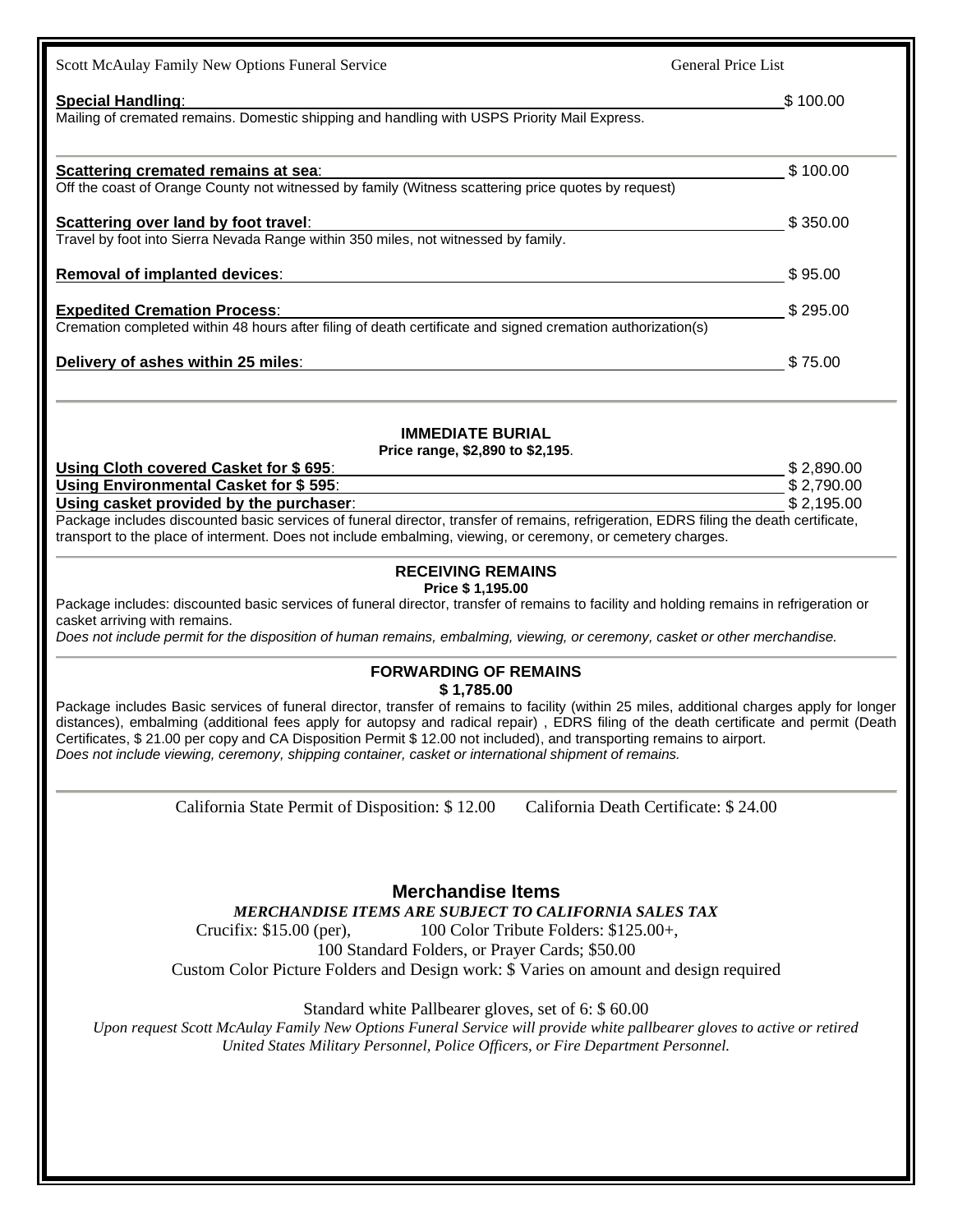**Special Handling**: $100.00

Mailing of cremated remains. Domestic shipping and handling with USPS Priority Mail Express.

**Scattering cremated remains at sea**: $100.00

Off the coast of Orange County not witnessed by family (Witness scattering price quotes by request)

**Scattering over land by foot travel**: $350.00

Travel by foot into Sierra Nevada Range within 350 miles, not witnessed by family.

**Removal of implanted devices**: $95.00

**Expedited Cremation Process**: $295.00

Cremation completed within 48 hours after filing of death certificate and signed cremation authorization(s)

**Delivery of ashes within 25 miles**: $75.00

## IMMEDIATE BURIAL

**Price range, $2,890 to $2,195**.

| | |
|---|---|
| **Using Cloth covered Casket for $ 695**: | $ 2,890.00 |
| **Using Environmental Casket for $ 595**: | $ 2,790.00 |
| **Using casket provided by the purchaser**: | $ 2,195.00 |

Package includes discounted basic services of funeral director, transfer of remains, refrigeration, EDRS filing the death certificate, transport to the place of interment. Does not include embalming, viewing, or ceremony, or cemetery charges.

## RECEIVING REMAINS

**Price $ 1,195.00**

Package includes: discounted basic services of funeral director, transfer of remains to facility and holding remains in refrigeration or casket arriving with remains.

*Does not include permit for the disposition of human remains, embalming, viewing, or ceremony, casket or other merchandise.*

## FORWARDING OF REMAINS

**$ 1,785.00**

Package includes Basic services of funeral director, transfer of remains to facility (within 25 miles, additional charges apply for longer distances), embalming (additional fees apply for autopsy and radical repair) , EDRS filing of the death certificate and permit (Death Certificates, $ 21.00 per copy and CA Disposition Permit $ 12.00 not included), and transporting remains to airport.

*Does not include viewing, ceremony, shipping container, casket or international shipment of remains.*

California State Permit of Disposition: $ 12.00 California Death Certificate: $ 24.00

## Merchandise Items

***MERCHANDISE ITEMS ARE SUBJECT TO CALIFORNIA SALES TAX***

Crucifix: $15.00 (per), 100 Color Tribute Folders: $125.00+,

100 Standard Folders, or Prayer Cards; $50.00

Custom Color Picture Folders and Design work: $ Varies on amount and design required

Standard white Pallbearer gloves, set of 6: $ 60.00

*Upon request Scott McAulay Family New Options Funeral Service will provide white pallbearer gloves to active or retired United States Military Personnel, Police Officers, or Fire Department Personnel.*